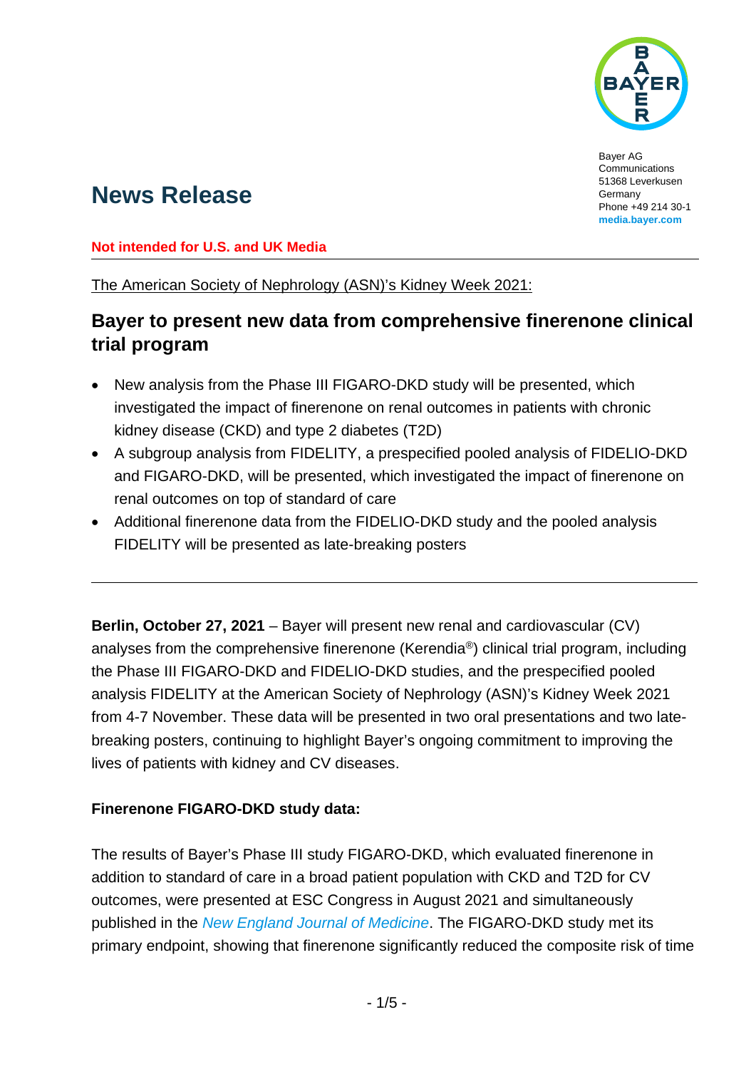Bayer AG
Communications
51368 Leverkusen
Germany
Phone +49 214 30-1
**media.bayer.com**

# News Release

**Not intended for U.S. and UK Media**

The American Society of Nephrology (ASN)'s Kidney Week 2021:

## Bayer to present new data from comprehensive finerenone clinical trial program

- New analysis from the Phase III FIGARO-DKD study will be presented, which investigated the impact of finerenone on renal outcomes in patients with chronic kidney disease (CKD) and type 2 diabetes (T2D)
- A subgroup analysis from FIDELITY, a prespecified pooled analysis of FIDELIO-DKD and FIGARO-DKD, will be presented, which investigated the impact of finerenone on renal outcomes on top of standard of care
- Additional finerenone data from the FIDELIO-DKD study and the pooled analysis FIDELITY will be presented as late-breaking posters

---

**Berlin, October 27, 2021** – Bayer will present new renal and cardiovascular (CV) analyses from the comprehensive finerenone (Kerendia®) clinical trial program, including the Phase III FIGARO-DKD and FIDELIO-DKD studies, and the prespecified pooled analysis FIDELITY at the American Society of Nephrology (ASN)'s Kidney Week 2021 from 4-7 November. These data will be presented in two oral presentations and two late-breaking posters, continuing to highlight Bayer's ongoing commitment to improving the lives of patients with kidney and CV diseases.

**Finerenone FIGARO-DKD study data:**

The results of Bayer's Phase III study FIGARO-DKD, which evaluated finerenone in addition to standard of care in a broad patient population with CKD and T2D for CV outcomes, were presented at ESC Congress in August 2021 and simultaneously published in the *New England Journal of Medicine*. The FIGARO-DKD study met its primary endpoint, showing that finerenone significantly reduced the composite risk of time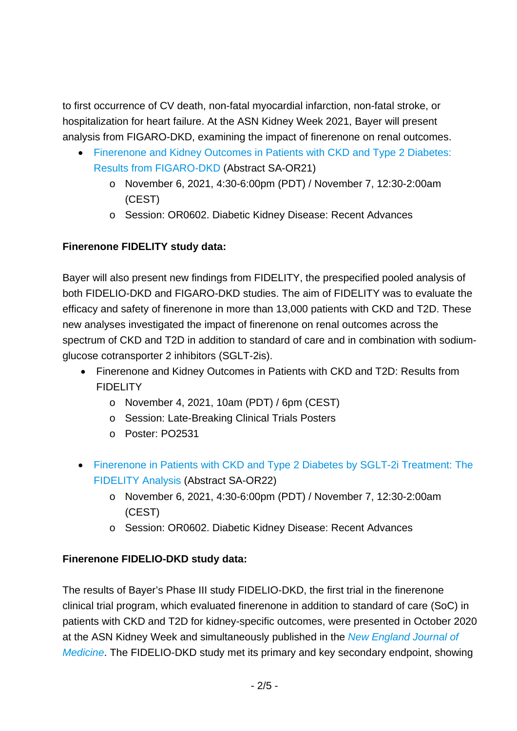to first occurrence of CV death, non-fatal myocardial infarction, non-fatal stroke, or hospitalization for heart failure. At the ASN Kidney Week 2021, Bayer will present analysis from FIGARO-DKD, examining the impact of finerenone on renal outcomes.

- Finerenone and Kidney Outcomes in Patients with CKD and Type 2 Diabetes: Results from FIGARO-DKD (Abstract SA-OR21)
    - November 6, 2021, 4:30-6:00pm (PDT) / November 7, 12:30-2:00am (CEST)
    - Session: OR0602. Diabetic Kidney Disease: Recent Advances

**Finerenone FIDELITY study data:**

Bayer will also present new findings from FIDELITY, the prespecified pooled analysis of both FIDELIO-DKD and FIGARO-DKD studies. The aim of FIDELITY was to evaluate the efficacy and safety of finerenone in more than 13,000 patients with CKD and T2D. These new analyses investigated the impact of finerenone on renal outcomes across the spectrum of CKD and T2D in addition to standard of care and in combination with sodium-glucose cotransporter 2 inhibitors (SGLT-2is).

- Finerenone and Kidney Outcomes in Patients with CKD and T2D: Results from FIDELITY
    - November 4, 2021, 10am (PDT) / 6pm (CEST)
    - Session: Late-Breaking Clinical Trials Posters
    - Poster: PO2531

- Finerenone in Patients with CKD and Type 2 Diabetes by SGLT-2i Treatment: The FIDELITY Analysis (Abstract SA-OR22)
    - November 6, 2021, 4:30-6:00pm (PDT) / November 7, 12:30-2:00am (CEST)
    - Session: OR0602. Diabetic Kidney Disease: Recent Advances

**Finerenone FIDELIO-DKD study data:**

The results of Bayer's Phase III study FIDELIO-DKD, the first trial in the finerenone clinical trial program, which evaluated finerenone in addition to standard of care (SoC) in patients with CKD and T2D for kidney-specific outcomes, were presented in October 2020 at the ASN Kidney Week and simultaneously published in the *New England Journal of Medicine*. The FIDELIO-DKD study met its primary and key secondary endpoint, showing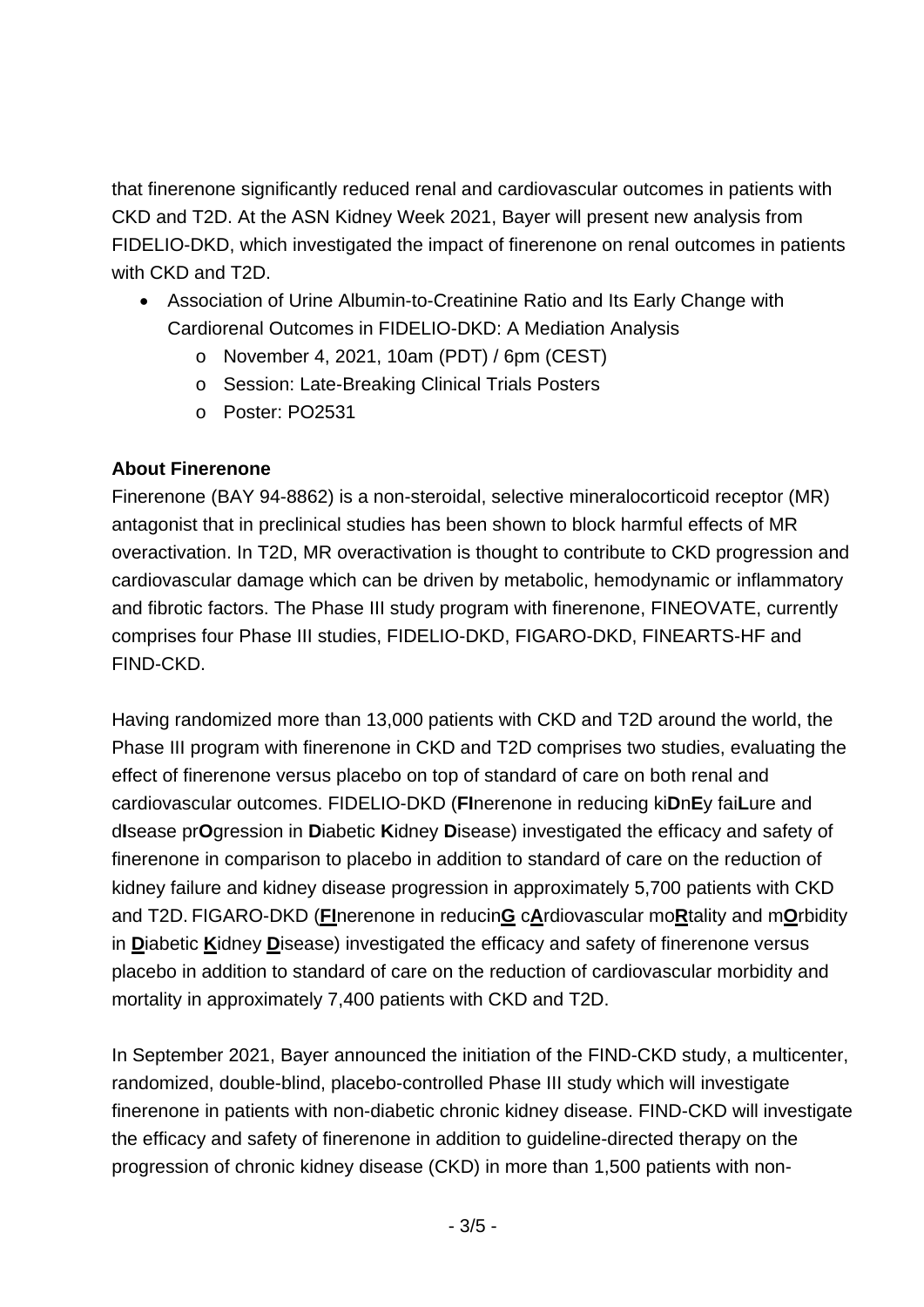that finerenone significantly reduced renal and cardiovascular outcomes in patients with CKD and T2D. At the ASN Kidney Week 2021, Bayer will present new analysis from FIDELIO-DKD, which investigated the impact of finerenone on renal outcomes in patients with CKD and T2D.

- Association of Urine Albumin-to-Creatinine Ratio and Its Early Change with Cardiorenal Outcomes in FIDELIO-DKD: A Mediation Analysis
  - November 4, 2021, 10am (PDT) / 6pm (CEST)
  - Session: Late-Breaking Clinical Trials Posters
  - Poster: PO2531

**About Finerenone**

Finerenone (BAY 94-8862) is a non-steroidal, selective mineralocorticoid receptor (MR) antagonist that in preclinical studies has been shown to block harmful effects of MR overactivation. In T2D, MR overactivation is thought to contribute to CKD progression and cardiovascular damage which can be driven by metabolic, hemodynamic or inflammatory and fibrotic factors. The Phase III study program with finerenone, FINEOVATE, currently comprises four Phase III studies, FIDELIO-DKD, FIGARO-DKD, FINEARTS-HF and FIND-CKD.

Having randomized more than 13,000 patients with CKD and T2D around the world, the Phase III program with finerenone in CKD and T2D comprises two studies, evaluating the effect of finerenone versus placebo on top of standard of care on both renal and cardiovascular outcomes. FIDELIO-DKD (**FI**nerenone in reducing ki**D**n**E**y fai**L**ure and d**I**sease pr**O**gression in **D**iabetic **K**idney **D**isease) investigated the efficacy and safety of finerenone in comparison to placebo in addition to standard of care on the reduction of kidney failure and kidney disease progression in approximately 5,700 patients with CKD and T2D. FIGARO-DKD (**FI**nerenone in reducin**G** c**A**rdiovascular mo**R**tality and m**O**rbidity in **D**iabetic **K**idney **D**isease) investigated the efficacy and safety of finerenone versus placebo in addition to standard of care on the reduction of cardiovascular morbidity and mortality in approximately 7,400 patients with CKD and T2D.

In September 2021, Bayer announced the initiation of the FIND-CKD study, a multicenter, randomized, double-blind, placebo-controlled Phase III study which will investigate finerenone in patients with non-diabetic chronic kidney disease. FIND-CKD will investigate the efficacy and safety of finerenone in addition to guideline-directed therapy on the progression of chronic kidney disease (CKD) in more than 1,500 patients with non-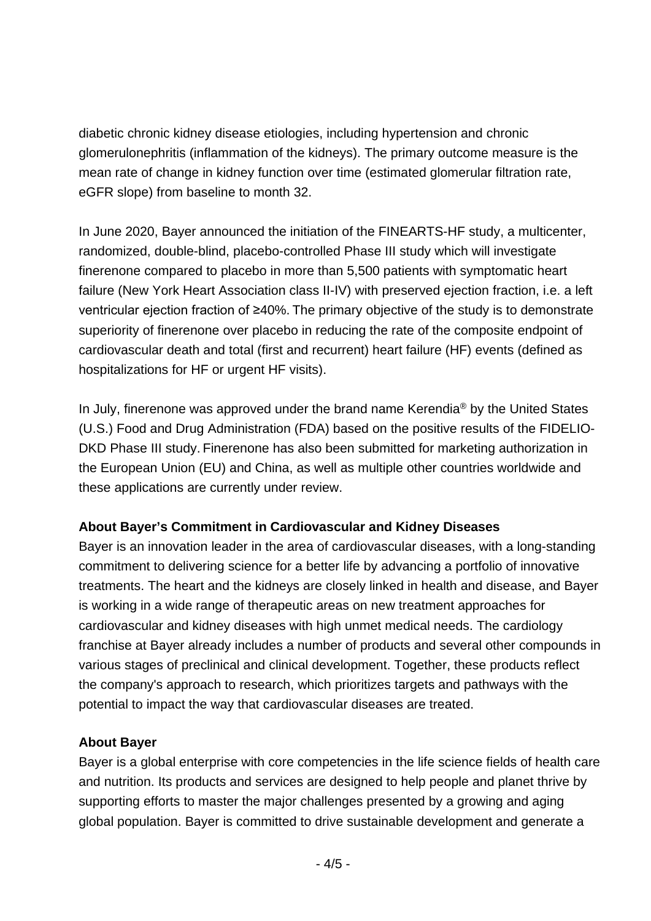diabetic chronic kidney disease etiologies, including hypertension and chronic glomerulonephritis (inflammation of the kidneys). The primary outcome measure is the mean rate of change in kidney function over time (estimated glomerular filtration rate, eGFR slope) from baseline to month 32.

In June 2020, Bayer announced the initiation of the FINEARTS-HF study, a multicenter, randomized, double-blind, placebo-controlled Phase III study which will investigate finerenone compared to placebo in more than 5,500 patients with symptomatic heart failure (New York Heart Association class II-IV) with preserved ejection fraction, i.e. a left ventricular ejection fraction of ≥40%. The primary objective of the study is to demonstrate superiority of finerenone over placebo in reducing the rate of the composite endpoint of cardiovascular death and total (first and recurrent) heart failure (HF) events (defined as hospitalizations for HF or urgent HF visits).

In July, finerenone was approved under the brand name Kerendia® by the United States (U.S.) Food and Drug Administration (FDA) based on the positive results of the FIDELIO-DKD Phase III study. Finerenone has also been submitted for marketing authorization in the European Union (EU) and China, as well as multiple other countries worldwide and these applications are currently under review.

**About Bayer's Commitment in Cardiovascular and Kidney Diseases**

Bayer is an innovation leader in the area of cardiovascular diseases, with a long-standing commitment to delivering science for a better life by advancing a portfolio of innovative treatments. The heart and the kidneys are closely linked in health and disease, and Bayer is working in a wide range of therapeutic areas on new treatment approaches for cardiovascular and kidney diseases with high unmet medical needs. The cardiology franchise at Bayer already includes a number of products and several other compounds in various stages of preclinical and clinical development. Together, these products reflect the company's approach to research, which prioritizes targets and pathways with the potential to impact the way that cardiovascular diseases are treated.

**About Bayer**

Bayer is a global enterprise with core competencies in the life science fields of health care and nutrition. Its products and services are designed to help people and planet thrive by supporting efforts to master the major challenges presented by a growing and aging global population. Bayer is committed to drive sustainable development and generate a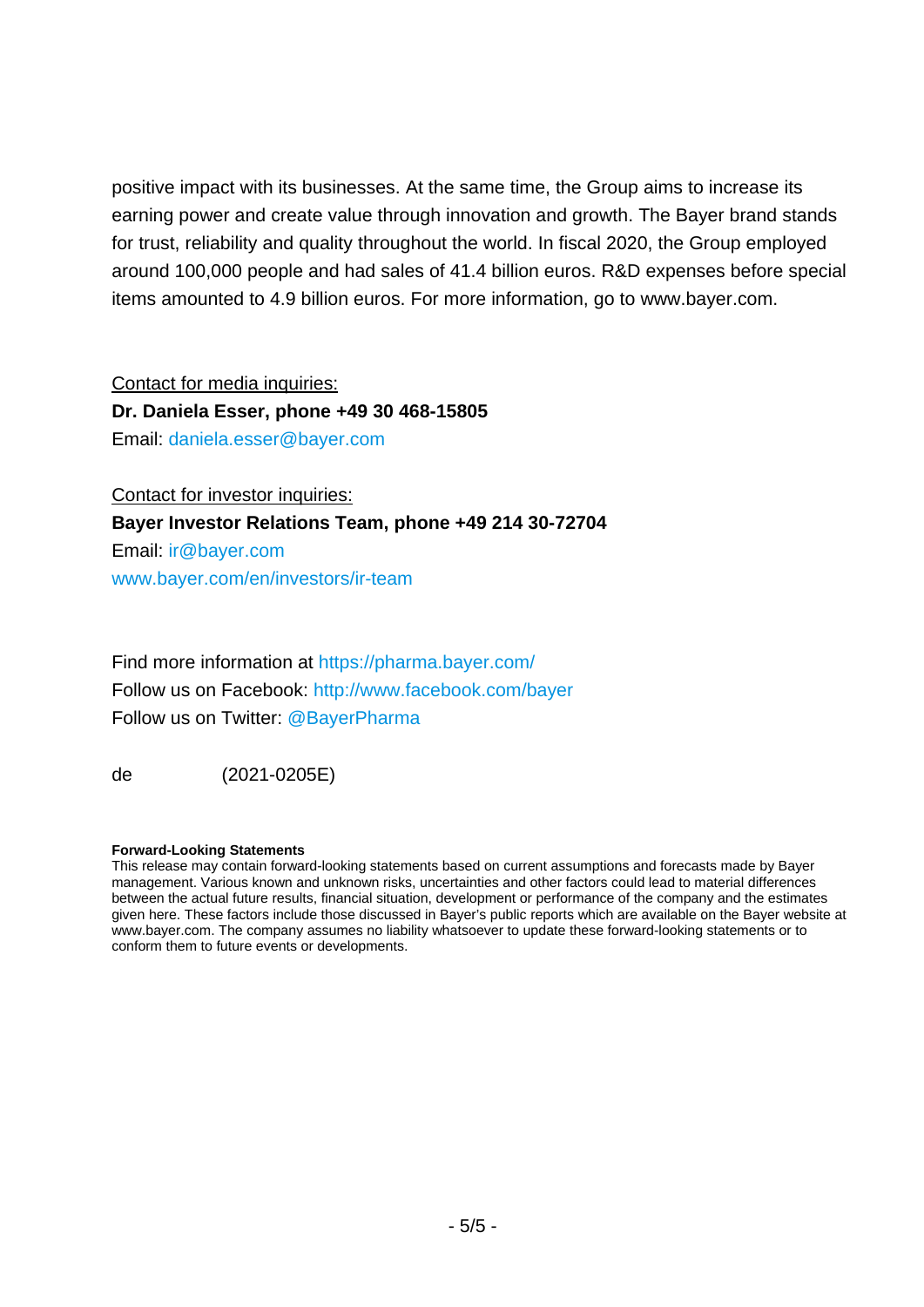positive impact with its businesses. At the same time, the Group aims to increase its earning power and create value through innovation and growth. The Bayer brand stands for trust, reliability and quality throughout the world. In fiscal 2020, the Group employed around 100,000 people and had sales of 41.4 billion euros. R&D expenses before special items amounted to 4.9 billion euros. For more information, go to www.bayer.com.

<u>Contact for media inquiries:</u>
**Dr. Daniela Esser, phone +49 30 468-15805**
Email: daniela.esser@bayer.com

<u>Contact for investor inquiries:</u>
**Bayer Investor Relations Team, phone +49 214 30-72704**
Email: ir@bayer.com
www.bayer.com/en/investors/ir-team

Find more information at https://pharma.bayer.com/
Follow us on Facebook: http://www.facebook.com/bayer
Follow us on Twitter: @BayerPharma

de (2021-0205E)

**Forward-Looking Statements**
This release may contain forward-looking statements based on current assumptions and forecasts made by Bayer management. Various known and unknown risks, uncertainties and other factors could lead to material differences between the actual future results, financial situation, development or performance of the company and the estimates given here. These factors include those discussed in Bayer's public reports which are available on the Bayer website at www.bayer.com. The company assumes no liability whatsoever to update these forward-looking statements or to conform them to future events or developments.